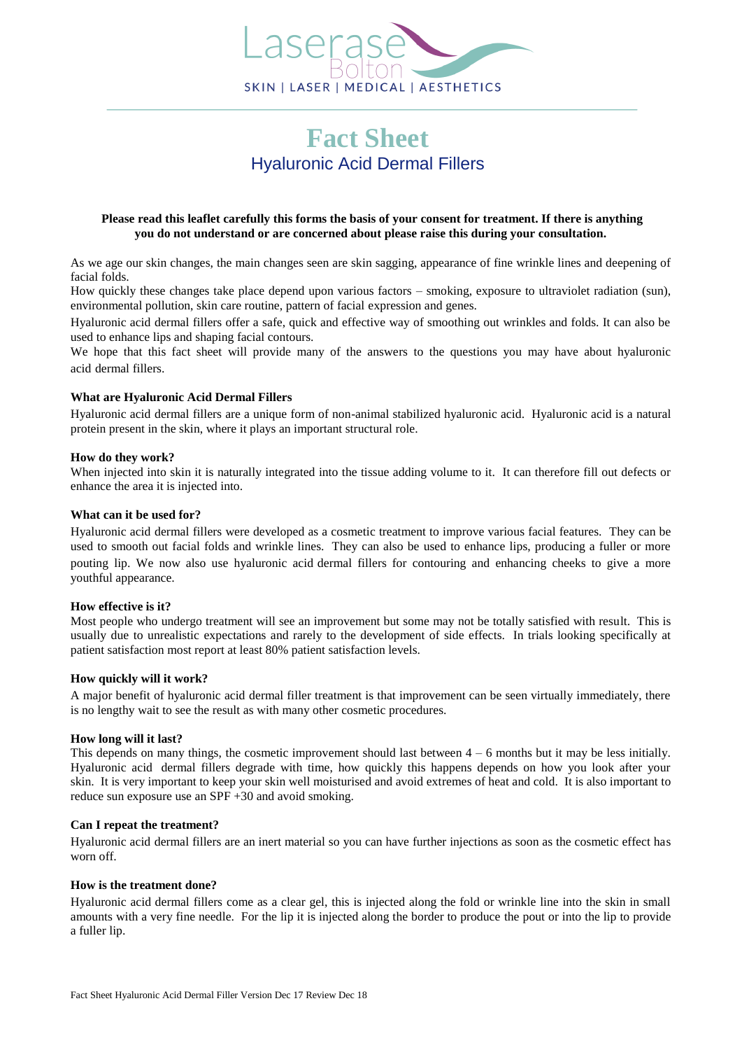Laserase Bolton
SKIN | LASER | MEDICAL | AESTHETICS

# Fact Sheet

## Hyaluronic Acid Dermal Fillers

**Please read this leaflet carefully this forms the basis of your consent for treatment. If there is anything you do not understand or are concerned about please raise this during your consultation.**

As we age our skin changes, the main changes seen are skin sagging, appearance of fine wrinkle lines and deepening of facial folds.

How quickly these changes take place depend upon various factors – smoking, exposure to ultraviolet radiation (sun), environmental pollution, skin care routine, pattern of facial expression and genes.

Hyaluronic acid dermal fillers offer a safe, quick and effective way of smoothing out wrinkles and folds. It can also be used to enhance lips and shaping facial contours.

We hope that this fact sheet will provide many of the answers to the questions you may have about hyaluronic acid dermal fillers.

### What are Hyaluronic Acid Dermal Fillers

Hyaluronic acid dermal fillers are a unique form of non-animal stabilized hyaluronic acid. Hyaluronic acid is a natural protein present in the skin, where it plays an important structural role.

### How do they work?

When injected into skin it is naturally integrated into the tissue adding volume to it. It can therefore fill out defects or enhance the area it is injected into.

### What can it be used for?

Hyaluronic acid dermal fillers were developed as a cosmetic treatment to improve various facial features. They can be used to smooth out facial folds and wrinkle lines. They can also be used to enhance lips, producing a fuller or more pouting lip. We now also use hyaluronic acid dermal fillers for contouring and enhancing cheeks to give a more youthful appearance.

### How effective is it?

Most people who undergo treatment will see an improvement but some may not be totally satisfied with result. This is usually due to unrealistic expectations and rarely to the development of side effects. In trials looking specifically at patient satisfaction most report at least 80% patient satisfaction levels.

### How quickly will it work?

A major benefit of hyaluronic acid dermal filler treatment is that improvement can be seen virtually immediately, there is no lengthy wait to see the result as with many other cosmetic procedures.

### How long will it last?

This depends on many things, the cosmetic improvement should last between 4 – 6 months but it may be less initially. Hyaluronic acid dermal fillers degrade with time, how quickly this happens depends on how you look after your skin. It is very important to keep your skin well moisturised and avoid extremes of heat and cold. It is also important to reduce sun exposure use an SPF +30 and avoid smoking.

### Can I repeat the treatment?

Hyaluronic acid dermal fillers are an inert material so you can have further injections as soon as the cosmetic effect has worn off.

### How is the treatment done?

Hyaluronic acid dermal fillers come as a clear gel, this is injected along the fold or wrinkle line into the skin in small amounts with a very fine needle. For the lip it is injected along the border to produce the pout or into the lip to provide a fuller lip.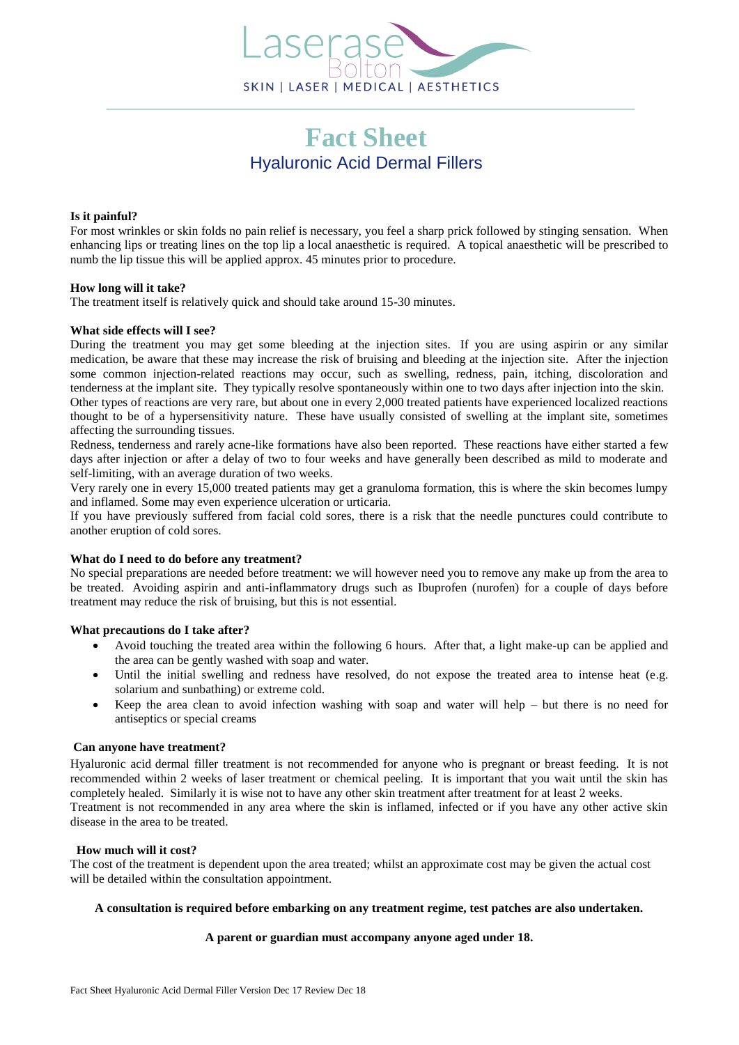# Fact Sheet

## Hyaluronic Acid Dermal Fillers

**Is it painful?**

For most wrinkles or skin folds no pain relief is necessary, you feel a sharp prick followed by stinging sensation. When enhancing lips or treating lines on the top lip a local anaesthetic is required. A topical anaesthetic will be prescribed to numb the lip tissue this will be applied approx. 45 minutes prior to procedure.

**How long will it take?**

The treatment itself is relatively quick and should take around 15-30 minutes.

**What side effects will I see?**

During the treatment you may get some bleeding at the injection sites. If you are using aspirin or any similar medication, be aware that these may increase the risk of bruising and bleeding at the injection site. After the injection some common injection-related reactions may occur, such as swelling, redness, pain, itching, discoloration and tenderness at the implant site. They typically resolve spontaneously within one to two days after injection into the skin.

Other types of reactions are very rare, but about one in every 2,000 treated patients have experienced localized reactions thought to be of a hypersensitivity nature. These have usually consisted of swelling at the implant site, sometimes affecting the surrounding tissues.

Redness, tenderness and rarely acne-like formations have also been reported. These reactions have either started a few days after injection or after a delay of two to four weeks and have generally been described as mild to moderate and self-limiting, with an average duration of two weeks.

Very rarely one in every 15,000 treated patients may get a granuloma formation, this is where the skin becomes lumpy and inflamed. Some may even experience ulceration or urticaria.

If you have previously suffered from facial cold sores, there is a risk that the needle punctures could contribute to another eruption of cold sores.

**What do I need to do before any treatment?**

No special preparations are needed before treatment: we will however need you to remove any make up from the area to be treated. Avoiding aspirin and anti-inflammatory drugs such as Ibuprofen (nurofen) for a couple of days before treatment may reduce the risk of bruising, but this is not essential.

**What precautions do I take after?**

- Avoid touching the treated area within the following 6 hours. After that, a light make-up can be applied and the area can be gently washed with soap and water.
- Until the initial swelling and redness have resolved, do not expose the treated area to intense heat (e.g. solarium and sunbathing) or extreme cold.
- Keep the area clean to avoid infection washing with soap and water will help – but there is no need for antiseptics or special creams

**Can anyone have treatment?**

Hyaluronic acid dermal filler treatment is not recommended for anyone who is pregnant or breast feeding. It is not recommended within 2 weeks of laser treatment or chemical peeling. It is important that you wait until the skin has completely healed. Similarly it is wise not to have any other skin treatment after treatment for at least 2 weeks.

Treatment is not recommended in any area where the skin is inflamed, infected or if you have any other active skin disease in the area to be treated.

**How much will it cost?**

The cost of the treatment is dependent upon the area treated; whilst an approximate cost may be given the actual cost will be detailed within the consultation appointment.

**A consultation is required before embarking on any treatment regime, test patches are also undertaken.**

**A parent or guardian must accompany anyone aged under 18.**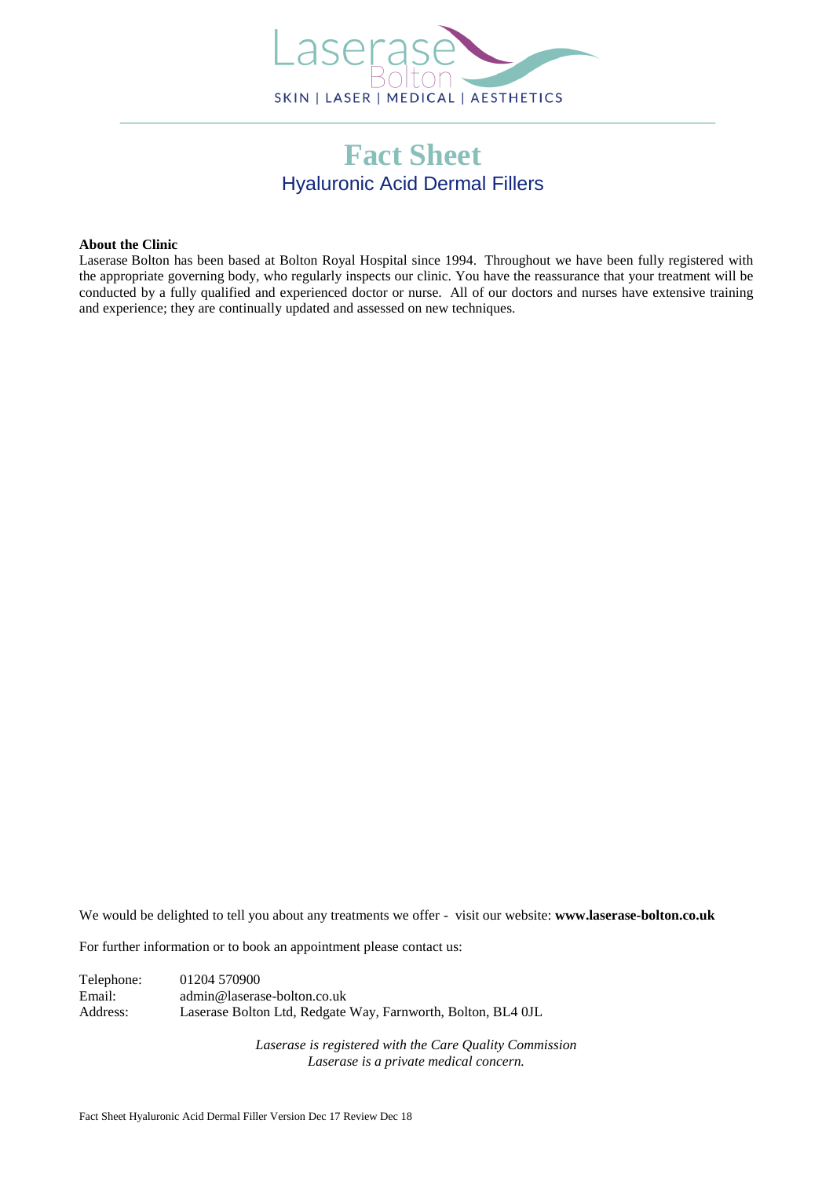Laserase Bolton

SKIN | LASER | MEDICAL | AESTHETICS

# Fact Sheet

## Hyaluronic Acid Dermal Fillers

**About the Clinic**

Laserase Bolton has been based at Bolton Royal Hospital since 1994. Throughout we have been fully registered with the appropriate governing body, who regularly inspects our clinic. You have the reassurance that your treatment will be conducted by a fully qualified and experienced doctor or nurse. All of our doctors and nurses have extensive training and experience; they are continually updated and assessed on new techniques.

We would be delighted to tell you about any treatments we offer - visit our website: **www.laserase-bolton.co.uk**

For further information or to book an appointment please contact us:

| | |
|---|---|
| Telephone: | 01204 570900 |
| Email: | admin@laserase-bolton.co.uk |
| Address: | Laserase Bolton Ltd, Redgate Way, Farnworth, Bolton, BL4 0JL |

*Laserase is registered with the Care Quality Commission*
*Laserase is a private medical concern.*

Fact Sheet Hyaluronic Acid Dermal Filler Version Dec 17 Review Dec 18